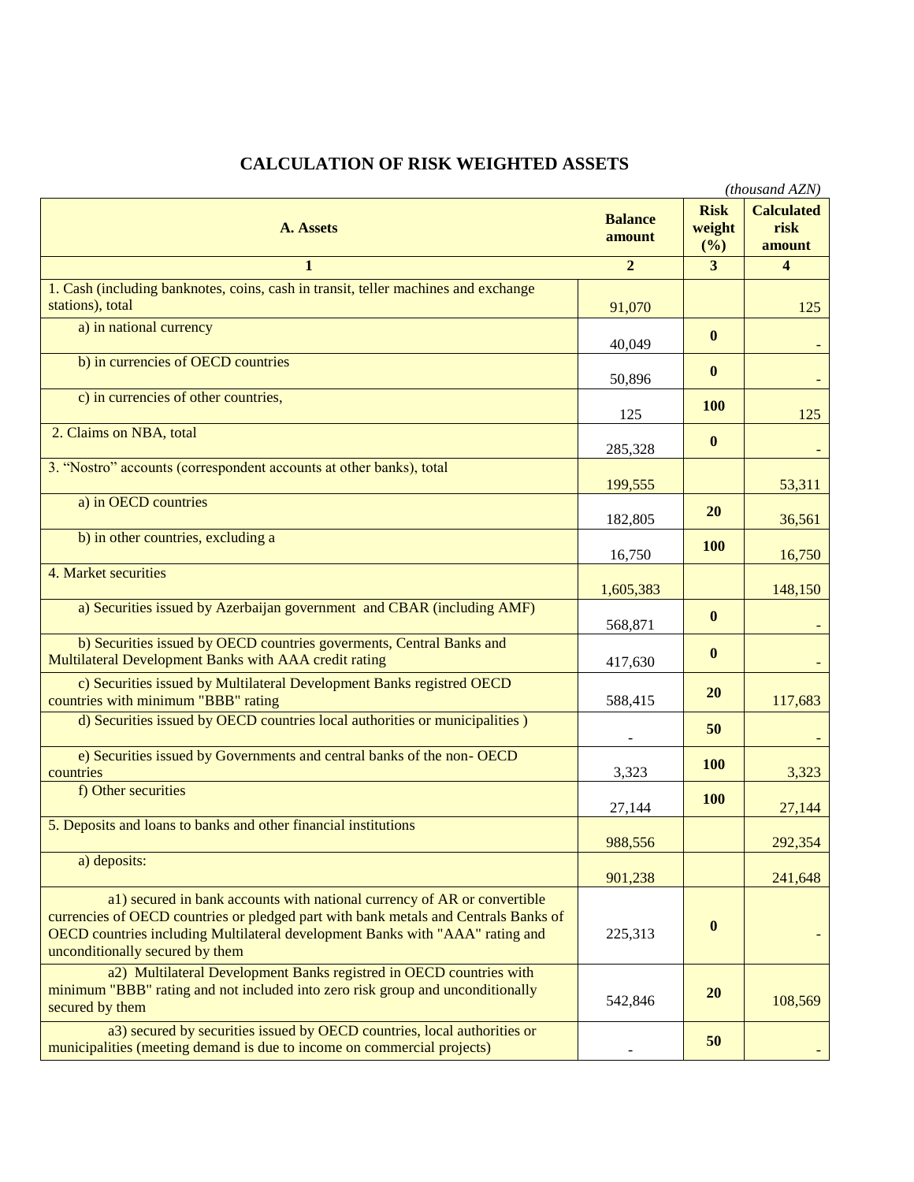## CALCULATION OF RISK WEIGHTED ASSETS

*(thousand AZN)*

| A. Assets | Balance amount | Risk weight (%) | Calculated risk amount |
|---|---|---|---|
| 1 | 2 | 3 | 4 |
| 1. Cash (including banknotes, coins, cash in transit, teller machines and exchange stations), total | 91,070 | | 125 |
| a) in national currency | 40,049 | **0** | - |
| b) in currencies of OECD countries | 50,896 | **0** | - |
| c) in currencies of other countries, | 125 | **100** | 125 |
| 2. Claims on NBA, total | 285,328 | **0** | - |
| 3. "Nostro" accounts (correspondent accounts at other banks), total | 199,555 | | 53,311 |
| a) in OECD countries | 182,805 | **20** | 36,561 |
| b) in other countries, excluding a | 16,750 | **100** | 16,750 |
| 4. Market securities | 1,605,383 | | 148,150 |
| a) Securities issued by Azerbaijan government and CBAR (including AMF) | 568,871 | **0** | - |
| b) Securities issued by OECD countries goverments, Central Banks and Multilateral Development Banks with AAA credit rating | 417,630 | **0** | - |
| c) Securities issued by Multilateral Development Banks registred OECD countries with minimum "BBB" rating | 588,415 | **20** | 117,683 |
| d) Securities issued by OECD countries local authorities or municipalities ) | - | **50** | - |
| e) Securities issued by Governments and central banks of the non- OECD countries | 3,323 | **100** | 3,323 |
| f) Other securities | 27,144 | **100** | 27,144 |
| 5. Deposits and loans to banks and other financial institutions | 988,556 | | 292,354 |
| a) deposits: | 901,238 | | 241,648 |
| a1) secured in bank accounts with national currency of AR or convertible currencies of OECD countries or pledged part with bank metals and Centrals Banks of OECD countries including Multilateral development Banks with "AAA" rating and unconditionally secured by them | 225,313 | **0** | - |
| a2) Multilateral Development Banks registred in OECD countries with minimum "BBB" rating and not included into zero risk group and unconditionally secured by them | 542,846 | **20** | 108,569 |
| a3) secured by securities issued by OECD countries, local authorities or municipalities (meeting demand is due to income on commercial projects) | - | **50** | - |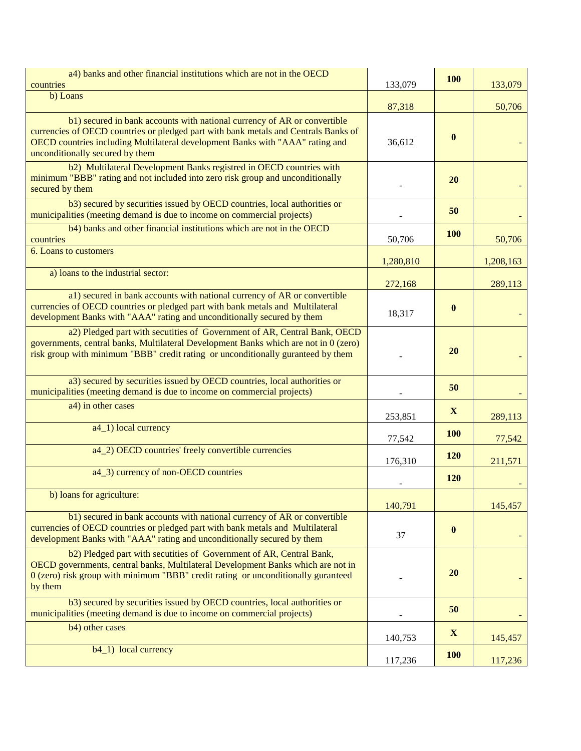| | | | |
|---|---|---|---|
| a4) banks and other financial institutions which are not in the OECD countries | 133,079 | **100** | 133,079 |
| b) Loans | 87,318 | | 50,706 |
| b1) secured in bank accounts with national currency of AR or convertible currencies of OECD countries or pledged part with bank metals and Centrals Banks of OECD countries including Multilateral development Banks with "AAA" rating and unconditionally secured by them | 36,612 | **0** | - |
| b2) Multilateral Development Banks registred in OECD countries with minimum "BBB" rating and not included into zero risk group and unconditionally secured by them | - | **20** | - |
| b3) secured by securities issued by OECD countries, local authorities or municipalities (meeting demand is due to income on commercial projects) | - | **50** | - |
| b4) banks and other financial institutions which are not in the OECD countries | 50,706 | **100** | 50,706 |
| 6. Loans to customers | 1,280,810 | | 1,208,163 |
| a) loans to the industrial sector: | 272,168 | | 289,113 |
| a1) secured in bank accounts with national currency of AR or convertible currencies of OECD countries or pledged part with bank metals and Multilateral development Banks with "AAA" rating and unconditionally secured by them | 18,317 | **0** | - |
| a2) Pledged part with secutities of Government of AR, Central Bank, OECD governments, central banks, Multilateral Development Banks which are not in 0 (zero) risk group with minimum "BBB" credit rating or unconditionally guranteed by them | - | **20** | - |
| a3) secured by securities issued by OECD countries, local authorities or municipalities (meeting demand is due to income on commercial projects) | - | **50** | - |
| a4) in other cases | 253,851 | **X** | 289,113 |
| a4_1) local currency | 77,542 | **100** | 77,542 |
| a4_2) OECD countries' freely convertible currencies | 176,310 | **120** | 211,571 |
| a4_3) currency of non-OECD countries | - | **120** | - |
| b) loans for agriculture: | 140,791 | | 145,457 |
| b1) secured in bank accounts with national currency of AR or convertible currencies of OECD countries or pledged part with bank metals and Multilateral development Banks with "AAA" rating and unconditionally secured by them | 37 | **0** | - |
| b2) Pledged part with secutities of Government of AR, Central Bank, OECD governments, central banks, Multilateral Development Banks which are not in 0 (zero) risk group with minimum "BBB" credit rating or unconditionally guranteed by them | - | **20** | - |
| b3) secured by securities issued by OECD countries, local authorities or municipalities (meeting demand is due to income on commercial projects) | - | **50** | - |
| b4) other cases | 140,753 | **X** | 145,457 |
| b4_1) local currency | 117,236 | **100** | 117,236 |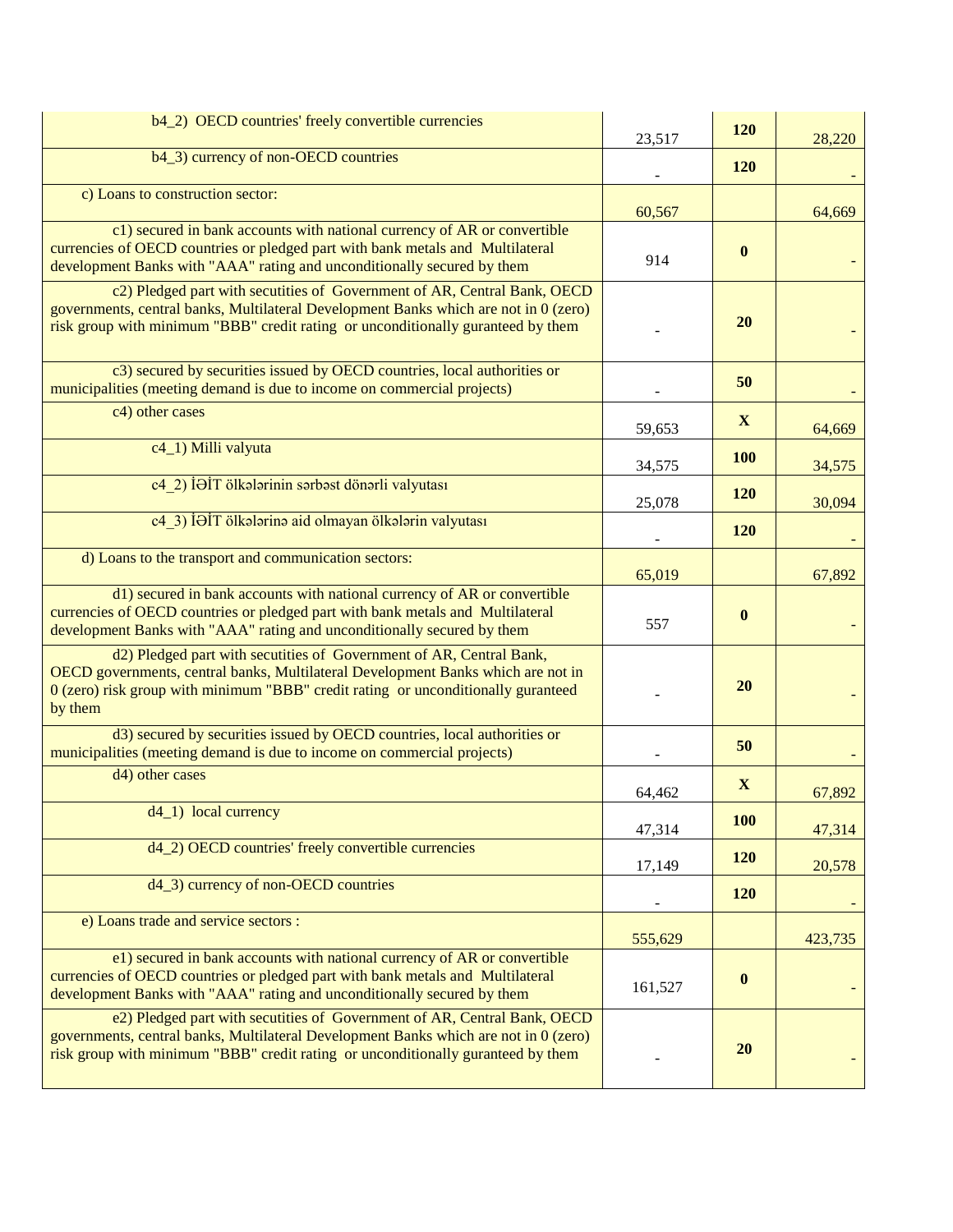| | | | |
|---|---|---|---|
| b4_2) OECD countries' freely convertible currencies | 23,517 | **120** | 28,220 |
| b4_3) currency of non-OECD countries | - | **120** | - |
| c) Loans to construction sector: | 60,567 | | 64,669 |
| c1) secured in bank accounts with national currency of AR or convertible currencies of OECD countries or pledged part with bank metals and Multilateral development Banks with "AAA" rating and unconditionally secured by them | 914 | **0** | - |
| c2) Pledged part with secutities of Government of AR, Central Bank, OECD governments, central banks, Multilateral Development Banks which are not in 0 (zero) risk group with minimum "BBB" credit rating or unconditionally guranteed by them | - | **20** | - |
| c3) secured by securities issued by OECD countries, local authorities or municipalities (meeting demand is due to income on commercial projects) | - | **50** | - |
| c4) other cases | 59,653 | **X** | 64,669 |
| c4_1) Milli valyuta | 34,575 | **100** | 34,575 |
| c4_2) İƏİT ölkələrinin sərbəst dönərli valyutası | 25,078 | **120** | 30,094 |
| c4_3) İƏİT ölkələrinə aid olmayan ölkələrin valyutası | - | **120** | - |
| d) Loans to the transport and communication sectors: | 65,019 | | 67,892 |
| d1) secured in bank accounts with national currency of AR or convertible currencies of OECD countries or pledged part with bank metals and Multilateral development Banks with "AAA" rating and unconditionally secured by them | 557 | **0** | - |
| d2) Pledged part with secutities of Government of AR, Central Bank, OECD governments, central banks, Multilateral Development Banks which are not in 0 (zero) risk group with minimum "BBB" credit rating or unconditionally guranteed by them | - | **20** | - |
| d3) secured by securities issued by OECD countries, local authorities or municipalities (meeting demand is due to income on commercial projects) | - | **50** | - |
| d4) other cases | 64,462 | **X** | 67,892 |
| d4_1) local currency | 47,314 | **100** | 47,314 |
| d4_2) OECD countries' freely convertible currencies | 17,149 | **120** | 20,578 |
| d4_3) currency of non-OECD countries | - | **120** | - |
| e) Loans trade and service sectors : | 555,629 | | 423,735 |
| e1) secured in bank accounts with national currency of AR or convertible currencies of OECD countries or pledged part with bank metals and Multilateral development Banks with "AAA" rating and unconditionally secured by them | 161,527 | **0** | - |
| e2) Pledged part with secutities of Government of AR, Central Bank, OECD governments, central banks, Multilateral Development Banks which are not in 0 (zero) risk group with minimum "BBB" credit rating or unconditionally guranteed by them | - | **20** | - |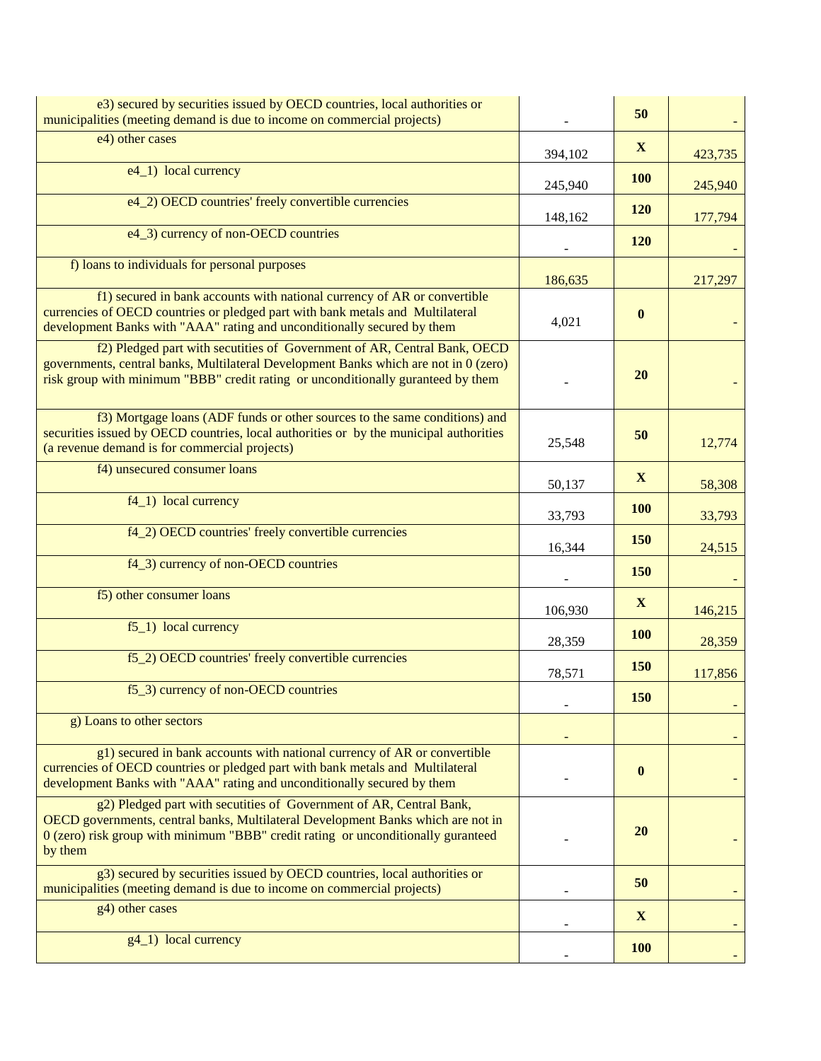| | | | |
|---|---|---|---|
| e3) secured by securities issued by OECD countries, local authorities or municipalities (meeting demand is due to income on commercial projects) | - | **50** | - |
| e4) other cases | 394,102 | **X** | 423,735 |
| e4_1) local currency | 245,940 | **100** | 245,940 |
| e4_2) OECD countries' freely convertible currencies | 148,162 | **120** | 177,794 |
| e4_3) currency of non-OECD countries | - | **120** | - |
| f) loans to individuals for personal purposes | 186,635 | | 217,297 |
| f1) secured in bank accounts with national currency of AR or convertible currencies of OECD countries or pledged part with bank metals and Multilateral development Banks with "AAA" rating and unconditionally secured by them | 4,021 | **0** | - |
| f2) Pledged part with secutities of Government of AR, Central Bank, OECD governments, central banks, Multilateral Development Banks which are not in 0 (zero) risk group with minimum "BBB" credit rating or unconditionally guranteed by them | - | **20** | - |
| f3) Mortgage loans (ADF funds or other sources to the same conditions) and securities issued by OECD countries, local authorities or by the municipal authorities (a revenue demand is for commercial projects) | 25,548 | **50** | 12,774 |
| f4) unsecured consumer loans | 50,137 | **X** | 58,308 |
| f4_1) local currency | 33,793 | **100** | 33,793 |
| f4_2) OECD countries' freely convertible currencies | 16,344 | **150** | 24,515 |
| f4_3) currency of non-OECD countries | - | **150** | - |
| f5) other consumer loans | 106,930 | **X** | 146,215 |
| f5_1) local currency | 28,359 | **100** | 28,359 |
| f5_2) OECD countries' freely convertible currencies | 78,571 | **150** | 117,856 |
| f5_3) currency of non-OECD countries | - | **150** | - |
| g) Loans to other sectors | - | | - |
| g1) secured in bank accounts with national currency of AR or convertible currencies of OECD countries or pledged part with bank metals and Multilateral development Banks with "AAA" rating and unconditionally secured by them | - | **0** | - |
| g2) Pledged part with secutities of Government of AR, Central Bank, OECD governments, central banks, Multilateral Development Banks which are not in 0 (zero) risk group with minimum "BBB" credit rating or unconditionally guranteed by them | - | **20** | - |
| g3) secured by securities issued by OECD countries, local authorities or municipalities (meeting demand is due to income on commercial projects) | - | **50** | - |
| g4) other cases | - | **X** | - |
| g4_1) local currency | - | **100** | - |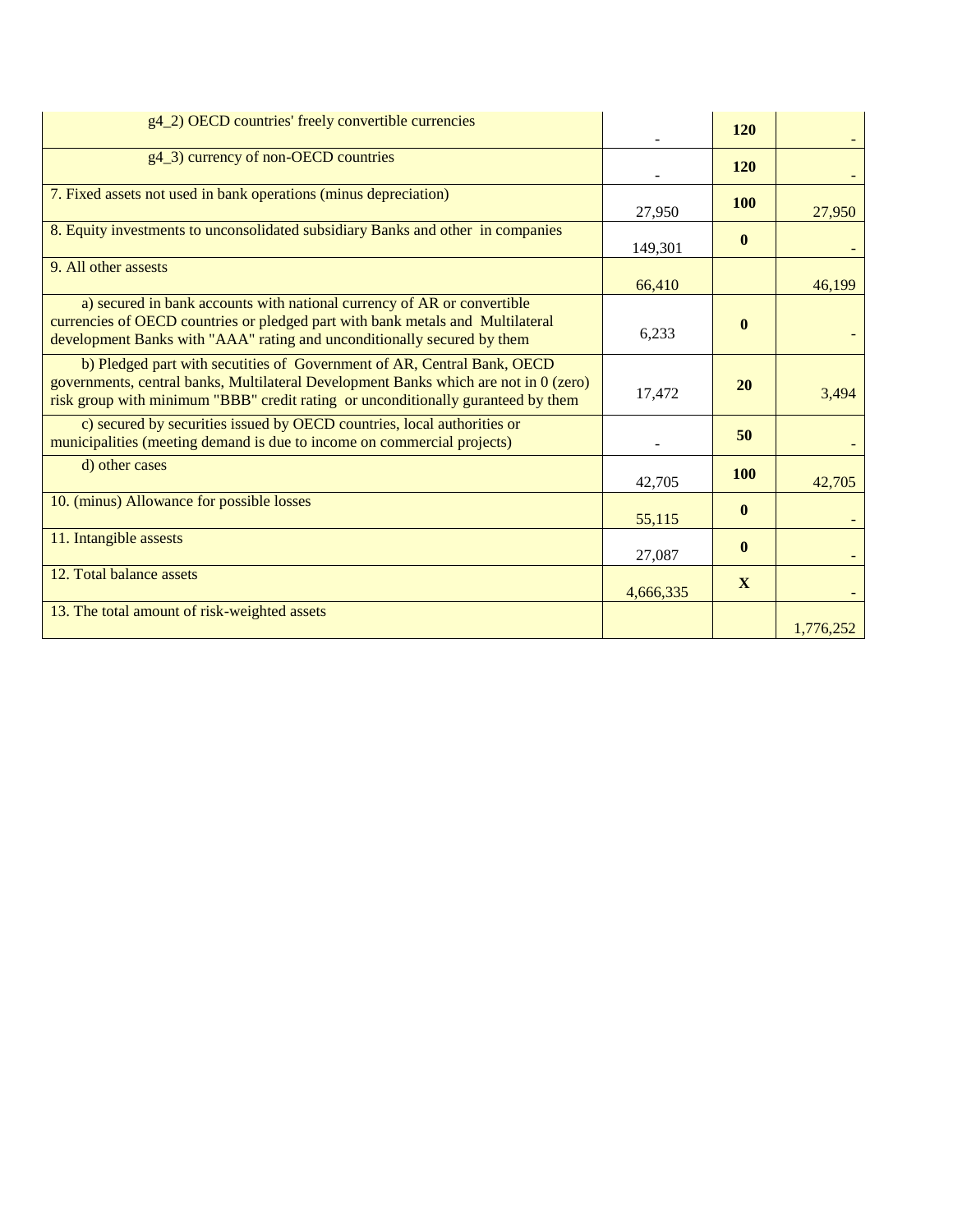| | | | |
|---|---|---|---|
| g4_2) OECD countries' freely convertible currencies | - | **120** | - |
| g4_3) currency of non-OECD countries | - | **120** | - |
| 7. Fixed assets not used in bank operations (minus depreciation) | 27,950 | **100** | 27,950 |
| 8. Equity investments to unconsolidated subsidiary Banks and other in companies | 149,301 | **0** | - |
| 9. All other assests | 66,410 | | 46,199 |
| a) secured in bank accounts with national currency of AR or convertible currencies of OECD countries or pledged part with bank metals and Multilateral development Banks with "AAA" rating and unconditionally secured by them | 6,233 | **0** | - |
| b) Pledged part with secutities of Government of AR, Central Bank, OECD governments, central banks, Multilateral Development Banks which are not in 0 (zero) risk group with minimum "BBB" credit rating or unconditionally guranteed by them | 17,472 | **20** | 3,494 |
| c) secured by securities issued by OECD countries, local authorities or municipalities (meeting demand is due to income on commercial projects) | - | **50** | - |
| d) other cases | 42,705 | **100** | 42,705 |
| 10. (minus) Allowance for possible losses | 55,115 | **0** | - |
| 11. Intangible assests | 27,087 | **0** | - |
| 12. Total balance assets | 4,666,335 | **X** | - |
| 13. The total amount of risk-weighted assets | | | 1,776,252 |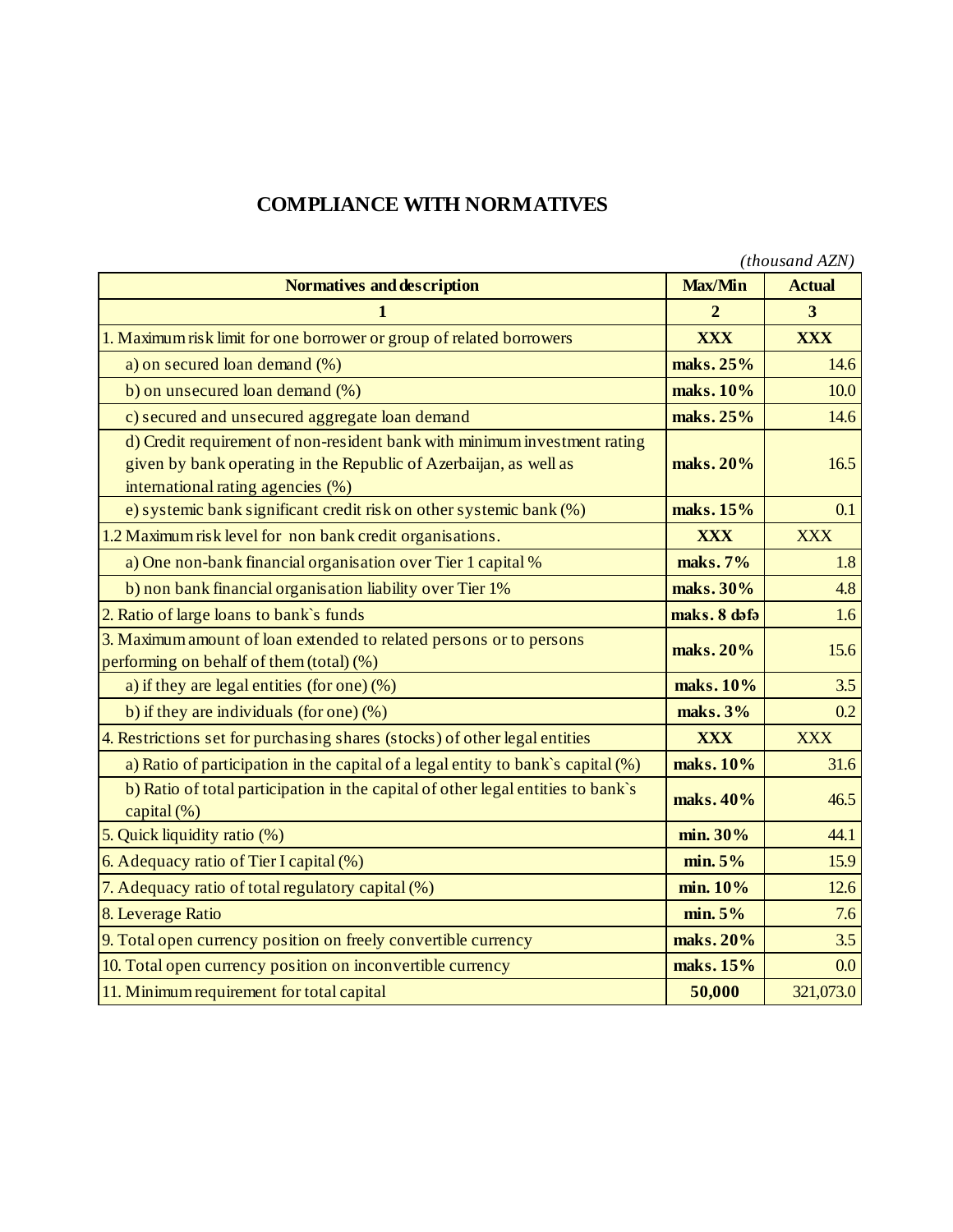## COMPLIANCE WITH NORMATIVES

*(thousand AZN)*

| Normatives and description | Max/Min | Actual |
|---|---|---|
| 1 | 2 | 3 |
| 1. Maximum risk limit for one borrower or group of related borrowers | XXX | XXX |
| a) on secured loan demand (%) | maks. 25% | 14.6 |
| b) on unsecured loan demand (%) | maks. 10% | 10.0 |
| c) secured and unsecured aggregate loan demand | maks. 25% | 14.6 |
| d) Credit requirement of non-resident bank with minimum investment rating given by bank operating in the Republic of Azerbaijan, as well as international rating agencies (%) | maks. 20% | 16.5 |
| e) systemic bank significant credit risk on other systemic bank (%) | maks. 15% | 0.1 |
| 1.2 Maximum risk level for non bank credit organisations. | XXX | XXX |
| a) One non-bank financial organisation over Tier 1 capital % | maks. 7% | 1.8 |
| b) non bank financial organisation liability over Tier 1% | maks. 30% | 4.8 |
| 2. Ratio of large loans to bank`s funds | maks. 8 dəfə | 1.6 |
| 3. Maximum amount of loan extended to related persons or to persons performing on behalf of them (total) (%) | maks. 20% | 15.6 |
| a) if they are legal entities (for one) (%) | maks. 10% | 3.5 |
| b) if they are individuals (for one) (%) | maks. 3% | 0.2 |
| 4. Restrictions set for purchasing shares (stocks) of other legal entities | XXX | XXX |
| a) Ratio of participation in the capital of a legal entity to bank`s capital (%) | maks. 10% | 31.6 |
| b) Ratio of total participation in the capital of other legal entities to bank`s capital (%) | maks. 40% | 46.5 |
| 5. Quick liquidity ratio (%) | min. 30% | 44.1 |
| 6. Adequacy ratio of Tier I capital (%) | min. 5% | 15.9 |
| 7. Adequacy ratio of total regulatory capital (%) | min. 10% | 12.6 |
| 8. Leverage Ratio | min. 5% | 7.6 |
| 9. Total open currency position on freely convertible currency | maks. 20% | 3.5 |
| 10. Total open currency position on inconvertible currency | maks. 15% | 0.0 |
| 11. Minimum requirement for total capital | 50,000 | 321,073.0 |